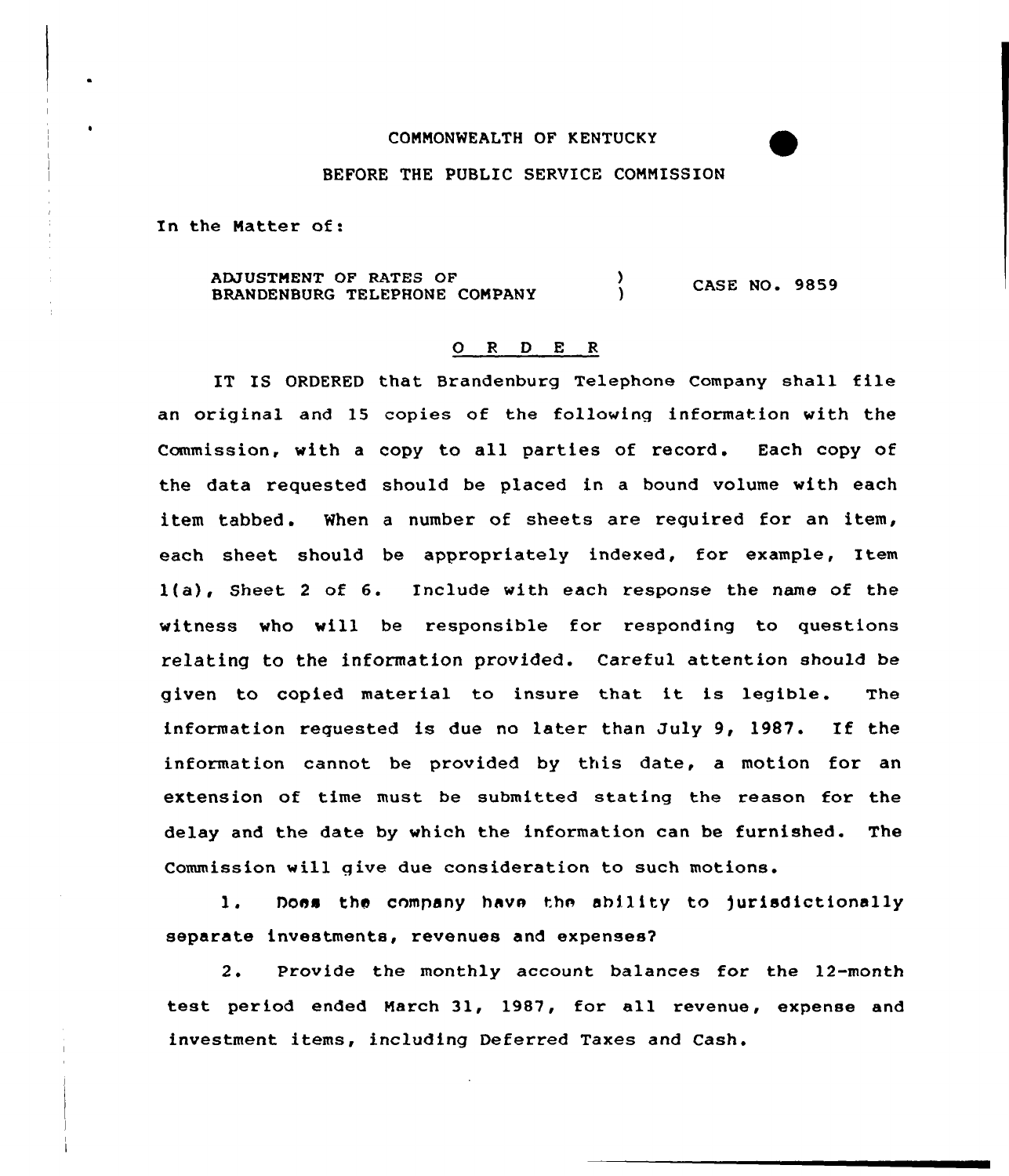COMMONWEALTH OF KENTUCKY

BEFORE THE PUBLIC SERVICE COMMISSION

In the Matter of:

ADJUSTMENT OF RATES OF BRANDENBURG TELEPHONE COMPANY ) CASE NO. 9859

## O R D E R

IT IS ORDERED that Brandenburg Telephone Company shall file an original and 15 copies of the following information with the Commission, with a copy to all parties of record. Each copy of the data requested should be placed in a bound volume with each item tabbed. When a number of sheets are required for an item, each sheet should be appropriately indexed, for example, Item 1(a), Sheet 2 of 6. Include with each response the name of the witness who will be responsible for responding to questions relating to the information provided. Careful attention should be given to copied material to insure that it is legible. The information requested is due no later than July 9, 1987. If the information cannot be provided by this date, a motion for an extension of time must be submitted stating the reason for the delay and the date by which the information can be furnished. The Commission will give due consideration to such motions.

1. Does the company have the ability to jurisdictionally separate investments, revenues and expenses?

2. Provide the monthly account balances for the 12-month test period ended March 31, 1987, for all revenue, expense and investment items, including Deferred Taxes and Cash.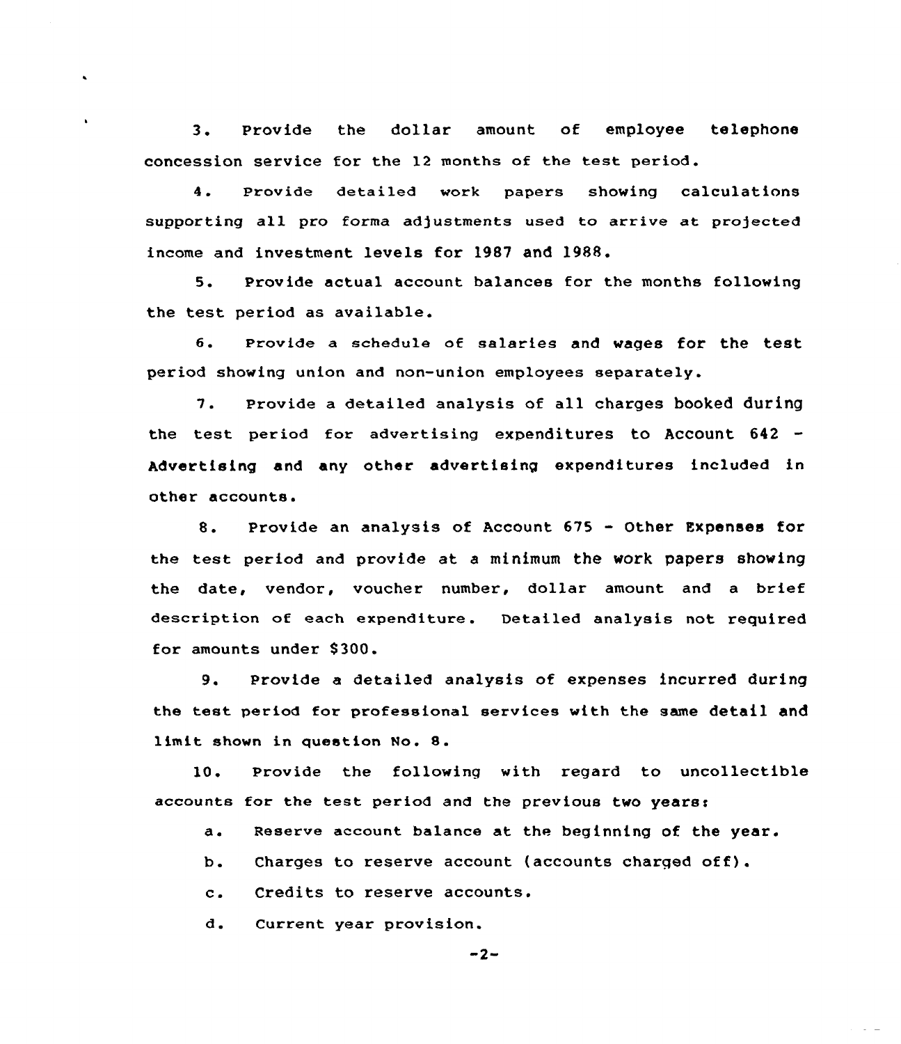3. Provide the dollar amount of employee telephone concession service for the 12 months of the test period.

4. Provide detailed work papers showing calculations supporting all pro forma adjustments used to arrive at projected income and investment levels for 1987 and 1988.

5. Provide actual account balances for the months following the test period as available.

6. Provide a schedule of salaries and wages for the test period showing union and non-union employees separately.

7. Provide a detailed analysis of all charges booked during the test period for advertising expenditures to Account 642 - Advertising and any other advertising expenditures included in other accounts.

8. Provide an analysis of Account 675 - Other Expenses for the test period and provide at a minimum the work papers showing the date, vendor, voucher number, dollar amount and a brief description of each expenditure. Detailed analysis not required for amounts under $300.

9. Provide a detailed analysis of expenses incurred during the test period for professional services with the same detail and limit shown in question No. 8.

10. Provide the following with regard to uncollectible accounts for the test period and the previous two years:

a. Reserve account balance at the beginning of the year.

b. Charges to reserve account (accounts charged off).

c. Credits to reserve accounts.

d. Current year provision.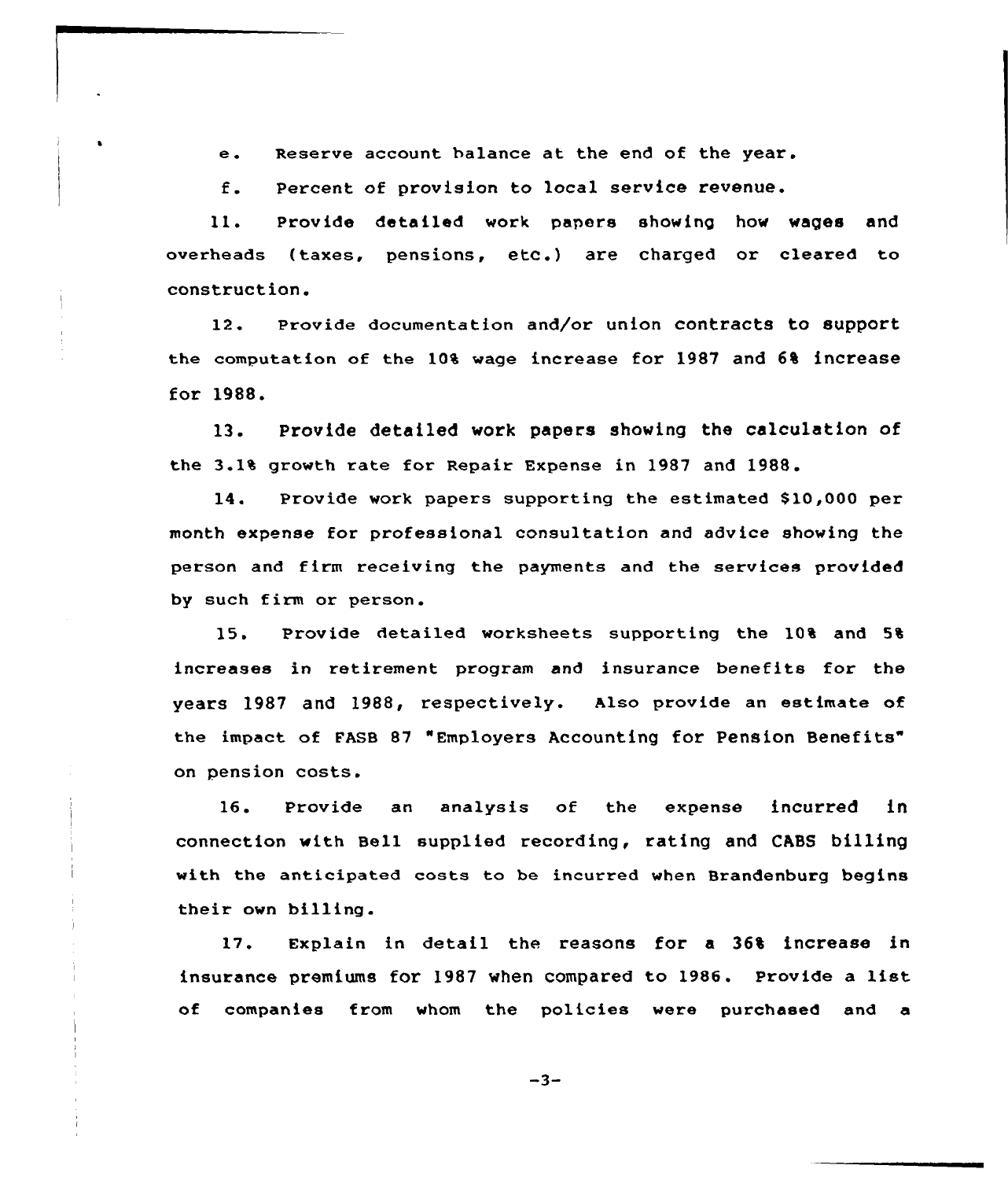e. Reserve account balance at the end of the year.

f. Percent of provision to local service revenue.

11. Provide detailed work papers showing how wages and overheads (taxes, pensions, etc.) are charged or cleared to construction.

12. Provide documentation and/or union contracts to support the computation of the 10% wage increase for 1987 and 6% increase for 1988.

13. Provide detailed work papers showing the calculation of the 3.1% growth rate for Repair Expense in 1987 and 1988.

14. Provide work papers supporting the estimated $10,000 per month expense for professional consultation and advice showing the person and firm receiving the payments and the services provided by such firm or person.

15. Provide detailed worksheets supporting the 10% and 5% increases in retirement program and insurance benefits for the years 1987 and 1988, respectively. Also provide an estimate of the impact of FASB 87 "Employers Accounting for Pension Benefits" on pension costs.

16. Provide an analysis of the expense incurred in connection with Bell supplied recording, rating and CABS billing with the anticipated costs to be incurred when Brandenburg begins their own billing.

17. Explain in detail the reasons for a 36% increase in insurance premiums for 1987 when compared to 1986. Provide a list of companies from whom the policies were purchased and a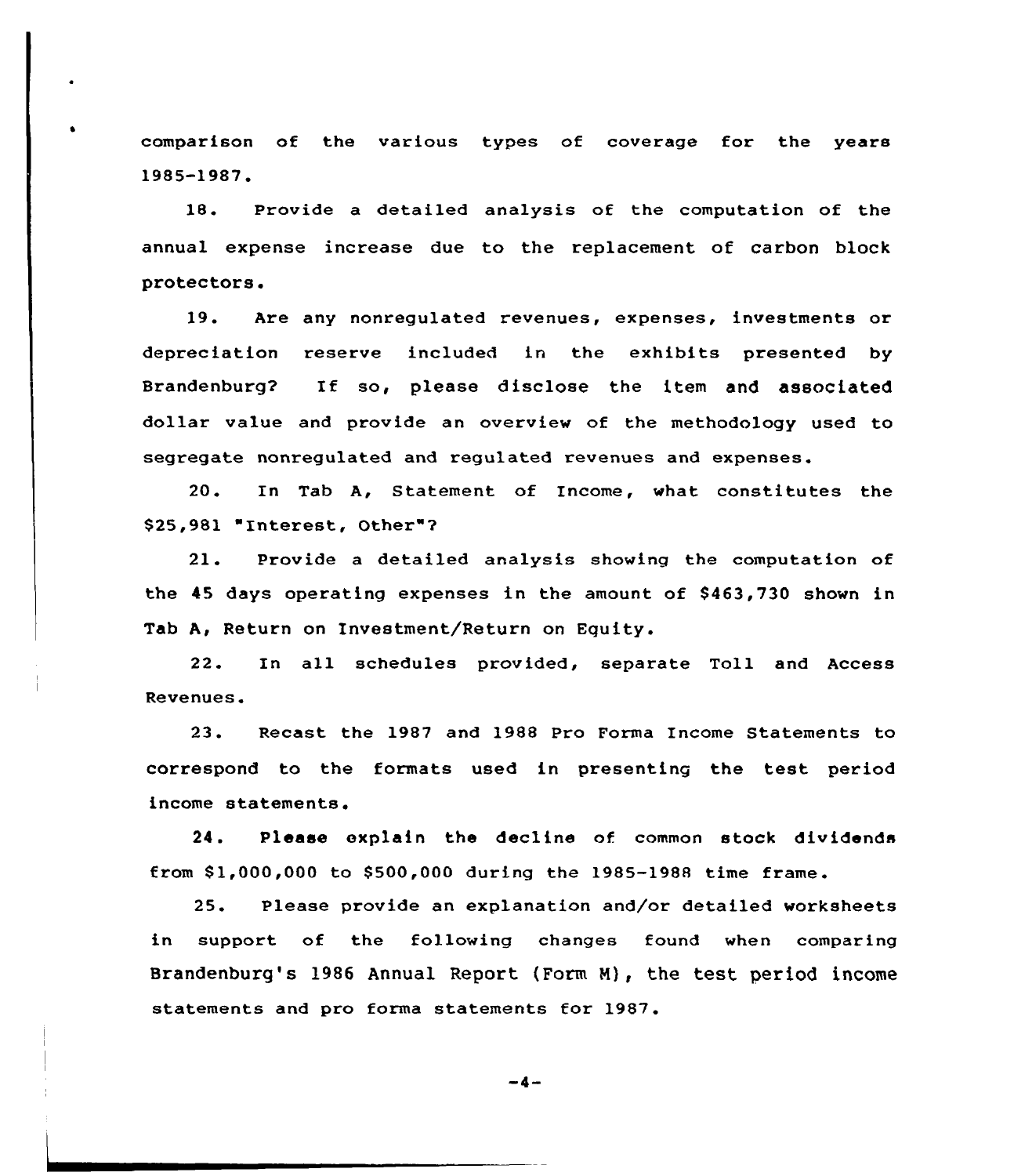comparison of the various types of coverage for the years 1985-1987.

18. Provide a detailed analysis of the computation of the annual expense increase due to the replacement of carbon block protectors.

19. Are any nonregulated revenues, expenses, investments or depreciation reserve included in the exhibits presented by Brandenburg? If so, please disclose the item and associated dollar value and provide an overview of the methodology used to segregate nonregulated and regulated revenues and expenses.

20. In Tab A, Statement of Income, what constitutes the $25,981 "Interest, Other"?

21. Provide a detailed analysis showing the computation of the 45 days operating expenses in the amount of $463,730 shown in Tab A, Return on Investment/Return on Equity.

22. In all schedules provided, separate Toll and Access Revenues.

23. Recast the 1987 and 1988 Pro Forma Income Statements to correspond to the formats used in presenting the test period income statements.

24. Please explain the decline of common stock dividends from $1,000,000 to $500,000 during the 1985-1988 time frame.

25. Please provide an explanation and/or detailed worksheets in support of the following changes found when comparing Brandenburg's 1986 Annual Report (Form M), the test period income statements and pro forma statements for 1987.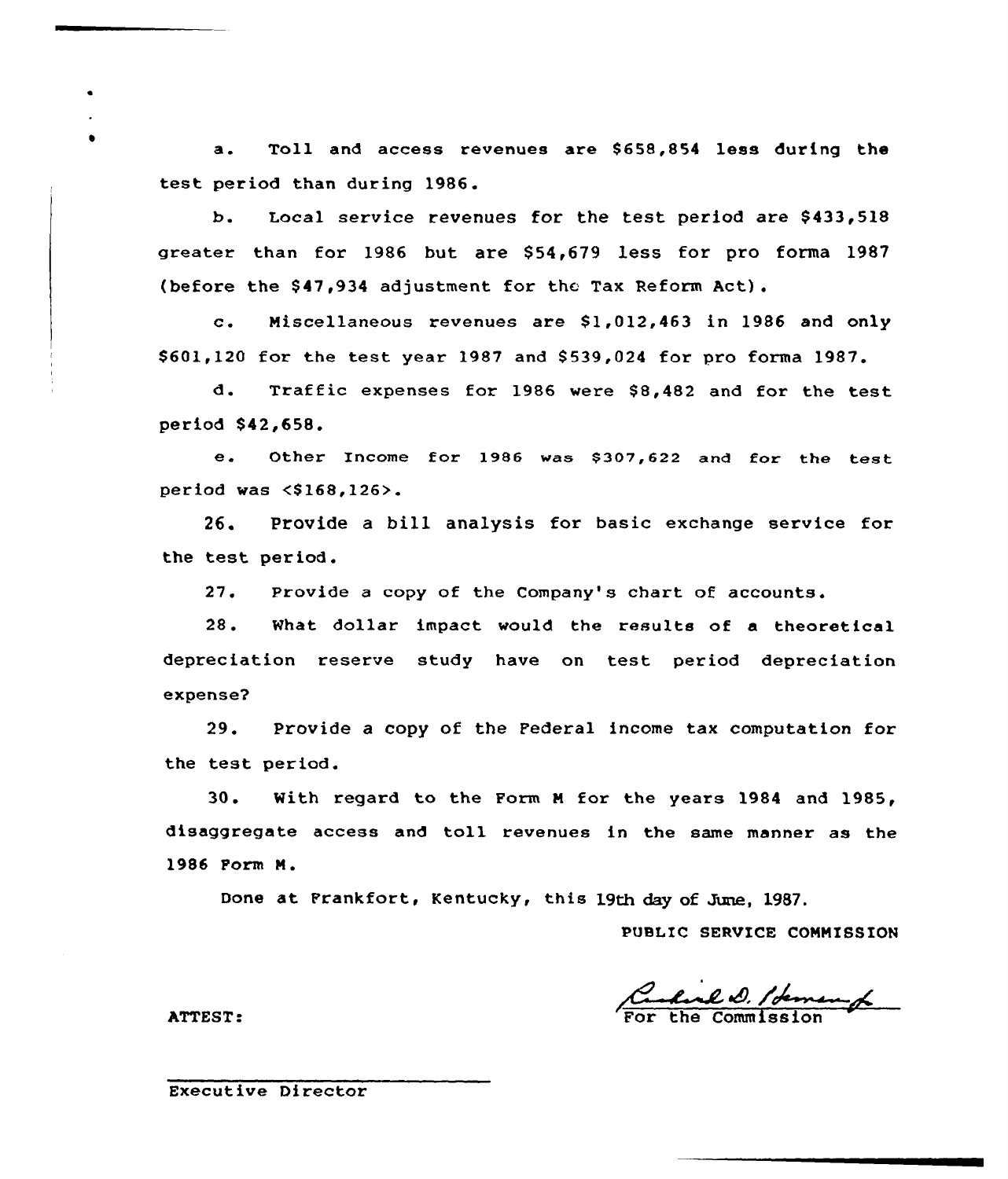a. Toll and access revenues are $658,854 less during the test period than during 1986.

b. Local service revenues for the test period are $433,518 greater than for 1986 but are $54,679 less for pro forma 1987 (before the $47,934 adjustment for the Tax Reform Act).

c. Miscellaneous revenues are $1,012,463 in 1986 and only $601,120 for the test year 1987 and $539,024 for pro forma 1987.

d. Traffic expenses for 1986 were $8,482 and for the test period $42,658.

e. Other Income for 1986 was $307,622 and for the test period was <$168,126>.

26. Provide a bill analysis for basic exchange service for the test period.

27. Provide a copy of the Company's chart of accounts.

28. What dollar impact would the results of a theoretical depreciation reserve study have on test period depreciation expense?

29. Provide a copy of the Federal income tax computation for the test period.

30. With regard to the Form M for the years 1984 and 1985, disaggregate access and toll revenues in the same manner as the 1986 Form M.

Done at Frankfort, Kentucky, this 19th day of June, 1987.

PUBLIC SERVICE COMMISSION

For the Commission

ATTEST:

Executive Director